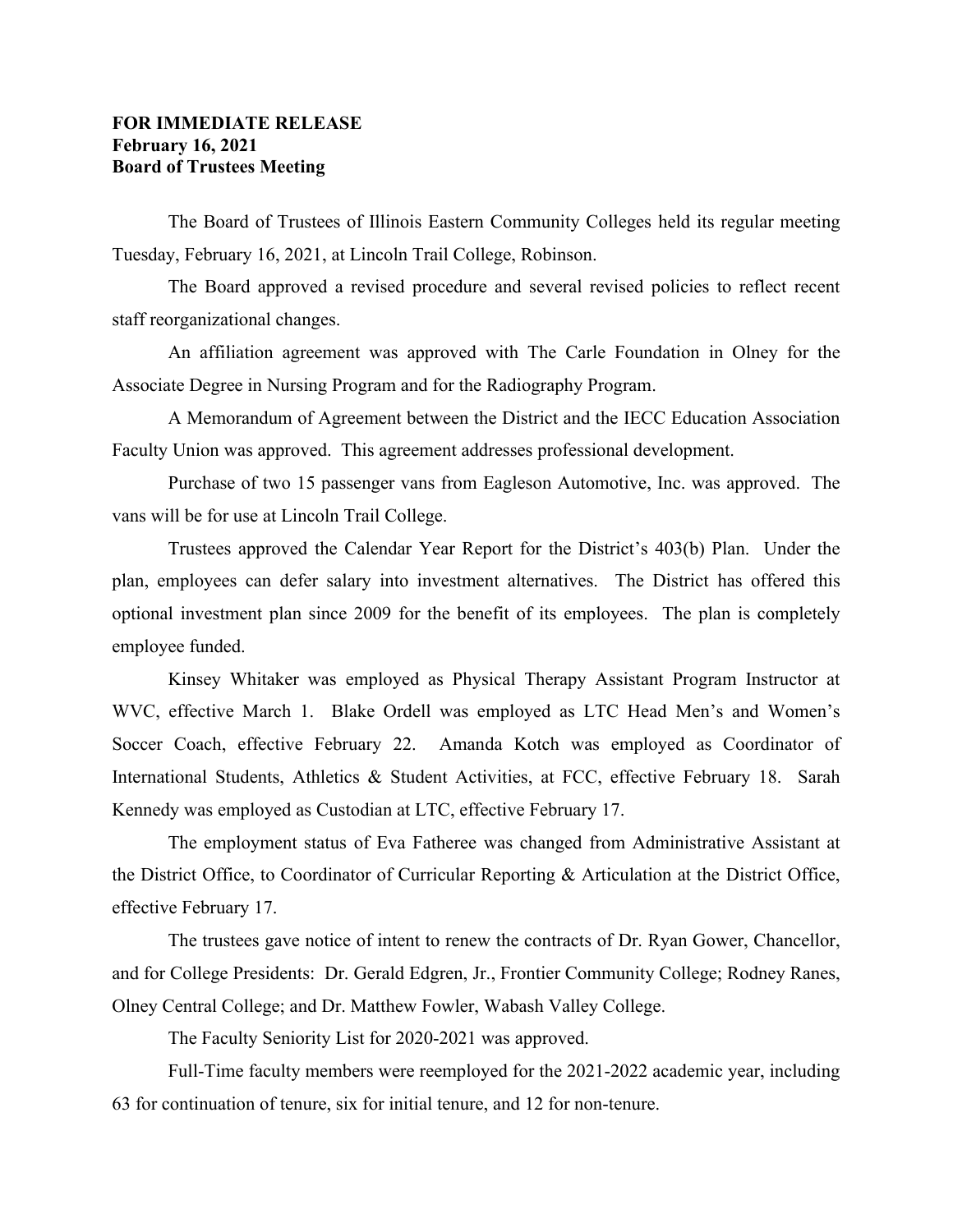**FOR IMMEDIATE RELEASE**
**February 16, 2021**
**Board of Trustees Meeting**

The Board of Trustees of Illinois Eastern Community Colleges held its regular meeting Tuesday, February 16, 2021, at Lincoln Trail College, Robinson.

The Board approved a revised procedure and several revised policies to reflect recent staff reorganizational changes.

An affiliation agreement was approved with The Carle Foundation in Olney for the Associate Degree in Nursing Program and for the Radiography Program.

A Memorandum of Agreement between the District and the IECC Education Association Faculty Union was approved. This agreement addresses professional development.

Purchase of two 15 passenger vans from Eagleson Automotive, Inc. was approved. The vans will be for use at Lincoln Trail College.

Trustees approved the Calendar Year Report for the District's 403(b) Plan. Under the plan, employees can defer salary into investment alternatives. The District has offered this optional investment plan since 2009 for the benefit of its employees. The plan is completely employee funded.

Kinsey Whitaker was employed as Physical Therapy Assistant Program Instructor at WVC, effective March 1. Blake Ordell was employed as LTC Head Men's and Women's Soccer Coach, effective February 22. Amanda Kotch was employed as Coordinator of International Students, Athletics & Student Activities, at FCC, effective February 18. Sarah Kennedy was employed as Custodian at LTC, effective February 17.

The employment status of Eva Fatheree was changed from Administrative Assistant at the District Office, to Coordinator of Curricular Reporting & Articulation at the District Office, effective February 17.

The trustees gave notice of intent to renew the contracts of Dr. Ryan Gower, Chancellor, and for College Presidents: Dr. Gerald Edgren, Jr., Frontier Community College; Rodney Ranes, Olney Central College; and Dr. Matthew Fowler, Wabash Valley College.

The Faculty Seniority List for 2020-2021 was approved.

Full-Time faculty members were reemployed for the 2021-2022 academic year, including 63 for continuation of tenure, six for initial tenure, and 12 for non-tenure.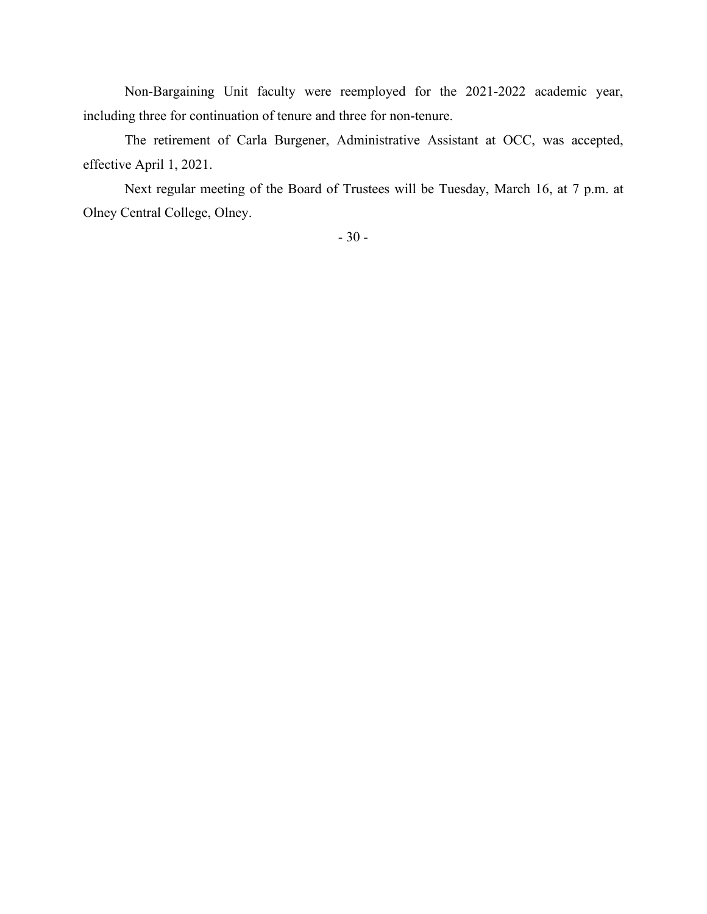Non-Bargaining Unit faculty were reemployed for the 2021-2022 academic year, including three for continuation of tenure and three for non-tenure.

The retirement of Carla Burgener, Administrative Assistant at OCC, was accepted, effective April 1, 2021.

Next regular meeting of the Board of Trustees will be Tuesday, March 16, at 7 p.m. at Olney Central College, Olney.

- 30 -